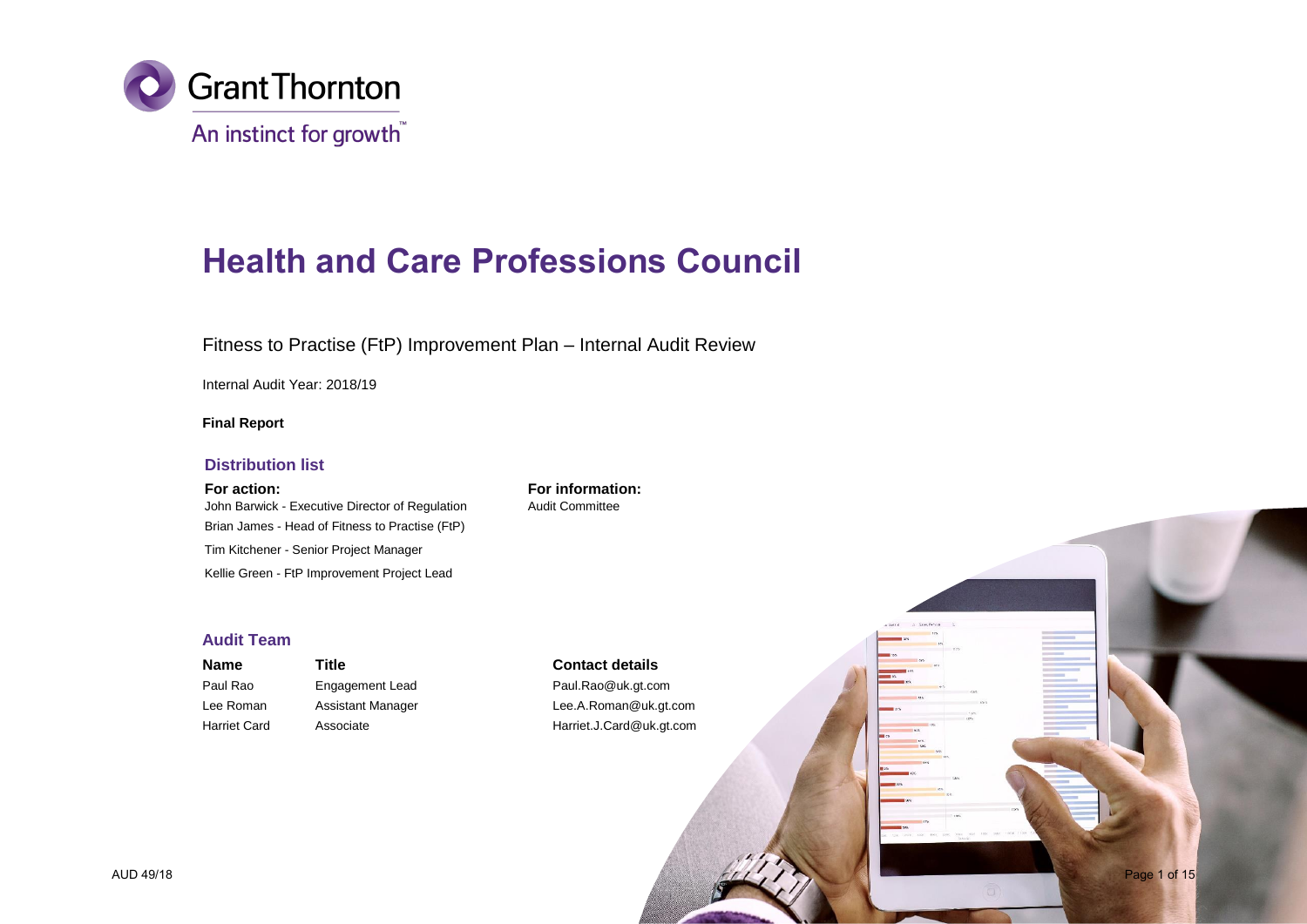Grant Thornton

An instinct for growth™

# Health and Care Professions Council

Fitness to Practise (FtP) Improvement Plan – Internal Audit Review

Internal Audit Year: 2018/19

**Final Report**

## Distribution list

**For action:**

John Barwick - Executive Director of Regulation

Brian James - Head of Fitness to Practise (FtP)

Tim Kitchener - Senior Project Manager

Kellie Green - FtP Improvement Project Lead

**For information:**

Audit Committee

## Audit Team

| Name | Title | Contact details |
| --- | --- | --- |
| Paul Rao | Engagement Lead | Paul.Rao@uk.gt.com |
| Lee Roman | Assistant Manager | Lee.A.Roman@uk.gt.com |
| Harriet Card | Associate | Harriet.J.Card@uk.gt.com |

AUD 49/18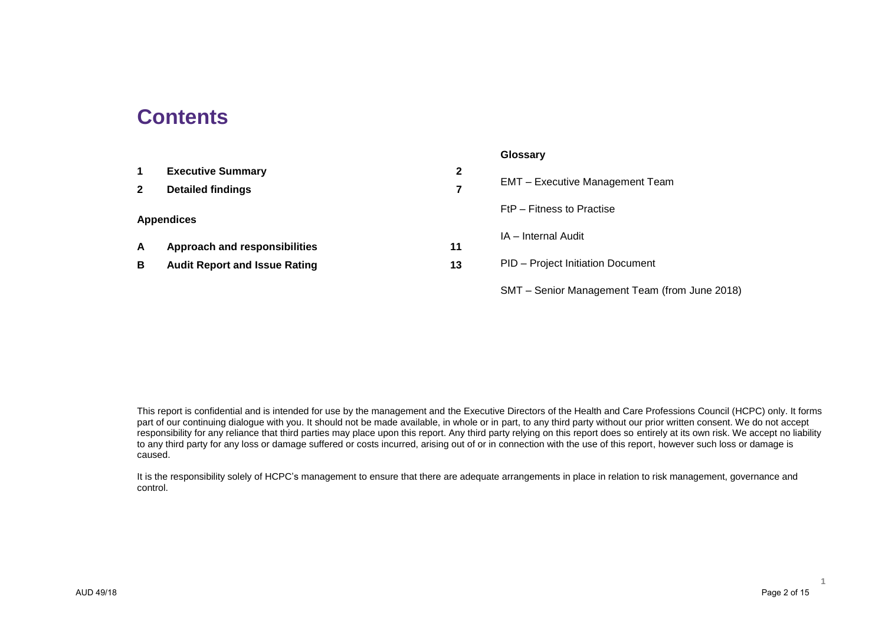# Contents

| | | |
|---|---|---|
| **1** | **Executive Summary** | **2** |
| **2** | **Detailed findings** | **7** |

**Appendices**

| | | |
|---|---|---|
| **A** | **Approach and responsibilities** | **11** |
| **B** | **Audit Report and Issue Rating** | **13** |

**Glossary**

EMT – Executive Management Team

FtP – Fitness to Practise

IA – Internal Audit

PID – Project Initiation Document

SMT – Senior Management Team (from June 2018)

This report is confidential and is intended for use by the management and the Executive Directors of the Health and Care Professions Council (HCPC) only. It forms part of our continuing dialogue with you. It should not be made available, in whole or in part, to any third party without our prior written consent. We do not accept responsibility for any reliance that third parties may place upon this report. Any third party relying on this report does so entirely at its own risk. We accept no liability to any third party for any loss or damage suffered or costs incurred, arising out of or in connection with the use of this report, however such loss or damage is caused.

It is the responsibility solely of HCPC's management to ensure that there are adequate arrangements in place in relation to risk management, governance and control.

AUD 49/18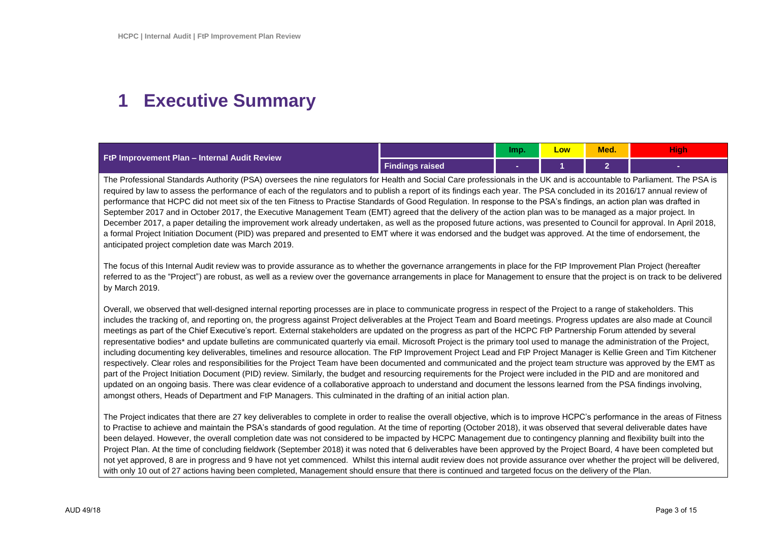# 1 Executive Summary

| FtP Improvement Plan – Internal Audit Review | | Imp. | Low | Med. | High |
|---|---|---|---|---|---|
| | Findings raised | - | 1 | 2 | - |

The Professional Standards Authority (PSA) oversees the nine regulators for Health and Social Care professionals in the UK and is accountable to Parliament. The PSA is required by law to assess the performance of each of the regulators and to publish a report of its findings each year. The PSA concluded in its 2016/17 annual review of performance that HCPC did not meet six of the ten Fitness to Practise Standards of Good Regulation. In response to the PSA's findings, an action plan was drafted in September 2017 and in October 2017, the Executive Management Team (EMT) agreed that the delivery of the action plan was to be managed as a major project. In December 2017, a paper detailing the improvement work already undertaken, as well as the proposed future actions, was presented to Council for approval. In April 2018, a formal Project Initiation Document (PID) was prepared and presented to EMT where it was endorsed and the budget was approved. At the time of endorsement, the anticipated project completion date was March 2019.

The focus of this Internal Audit review was to provide assurance as to whether the governance arrangements in place for the FtP Improvement Plan Project (hereafter referred to as the "Project") are robust, as well as a review over the governance arrangements in place for Management to ensure that the project is on track to be delivered by March 2019.

Overall, we observed that well-designed internal reporting processes are in place to communicate progress in respect of the Project to a range of stakeholders. This includes the tracking of, and reporting on, the progress against Project deliverables at the Project Team and Board meetings. Progress updates are also made at Council meetings as part of the Chief Executive's report. External stakeholders are updated on the progress as part of the HCPC FtP Partnership Forum attended by several representative bodies* and update bulletins are communicated quarterly via email. Microsoft Project is the primary tool used to manage the administration of the Project, including documenting key deliverables, timelines and resource allocation. The FtP Improvement Project Lead and FtP Project Manager is Kellie Green and Tim Kitchener respectively. Clear roles and responsibilities for the Project Team have been documented and communicated and the project team structure was approved by the EMT as part of the Project Initiation Document (PID) review. Similarly, the budget and resourcing requirements for the Project were included in the PID and are monitored and updated on an ongoing basis. There was clear evidence of a collaborative approach to understand and document the lessons learned from the PSA findings involving, amongst others, Heads of Department and FtP Managers. This culminated in the drafting of an initial action plan.

The Project indicates that there are 27 key deliverables to complete in order to realise the overall objective, which is to improve HCPC's performance in the areas of Fitness to Practise to achieve and maintain the PSA's standards of good regulation. At the time of reporting (October 2018), it was observed that several deliverable dates have been delayed. However, the overall completion date was not considered to be impacted by HCPC Management due to contingency planning and flexibility built into the Project Plan. At the time of concluding fieldwork (September 2018) it was noted that 6 deliverables have been approved by the Project Board, 4 have been completed but not yet approved, 8 are in progress and 9 have not yet commenced. Whilst this internal audit review does not provide assurance over whether the project will be delivered, with only 10 out of 27 actions having been completed, Management should ensure that there is continued and targeted focus on the delivery of the Plan.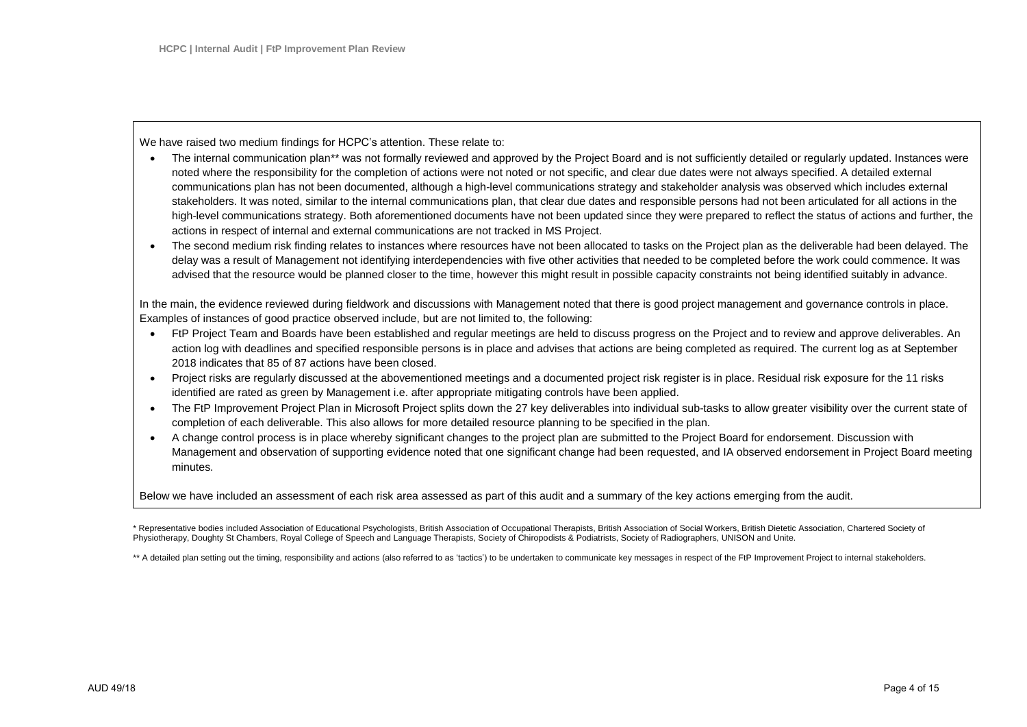We have raised two medium findings for HCPC's attention. These relate to:

- The internal communication plan** was not formally reviewed and approved by the Project Board and is not sufficiently detailed or regularly updated. Instances were noted where the responsibility for the completion of actions were not noted or not specific, and clear due dates were not always specified. A detailed external communications plan has not been documented, although a high-level communications strategy and stakeholder analysis was observed which includes external stakeholders. It was noted, similar to the internal communications plan, that clear due dates and responsible persons had not been articulated for all actions in the high-level communications strategy. Both aforementioned documents have not been updated since they were prepared to reflect the status of actions and further, the actions in respect of internal and external communications are not tracked in MS Project.
- The second medium risk finding relates to instances where resources have not been allocated to tasks on the Project plan as the deliverable had been delayed. The delay was a result of Management not identifying interdependencies with five other activities that needed to be completed before the work could commence. It was advised that the resource would be planned closer to the time, however this might result in possible capacity constraints not being identified suitably in advance.

In the main, the evidence reviewed during fieldwork and discussions with Management noted that there is good project management and governance controls in place. Examples of instances of good practice observed include, but are not limited to, the following:

- FtP Project Team and Boards have been established and regular meetings are held to discuss progress on the Project and to review and approve deliverables. An action log with deadlines and specified responsible persons is in place and advises that actions are being completed as required. The current log as at September 2018 indicates that 85 of 87 actions have been closed.
- Project risks are regularly discussed at the abovementioned meetings and a documented project risk register is in place. Residual risk exposure for the 11 risks identified are rated as green by Management i.e. after appropriate mitigating controls have been applied.
- The FtP Improvement Project Plan in Microsoft Project splits down the 27 key deliverables into individual sub-tasks to allow greater visibility over the current state of completion of each deliverable. This also allows for more detailed resource planning to be specified in the plan.
- A change control process is in place whereby significant changes to the project plan are submitted to the Project Board for endorsement. Discussion with Management and observation of supporting evidence noted that one significant change had been requested, and IA observed endorsement in Project Board meeting minutes.

Below we have included an assessment of each risk area assessed as part of this audit and a summary of the key actions emerging from the audit.

* Representative bodies included Association of Educational Psychologists, British Association of Occupational Therapists, British Association of Social Workers, British Dietetic Association, Chartered Society of Physiotherapy, Doughty St Chambers, Royal College of Speech and Language Therapists, Society of Chiropodists & Podiatrists, Society of Radiographers, UNISON and Unite.

** A detailed plan setting out the timing, responsibility and actions (also referred to as 'tactics') to be undertaken to communicate key messages in respect of the FtP Improvement Project to internal stakeholders.

AUD 49/18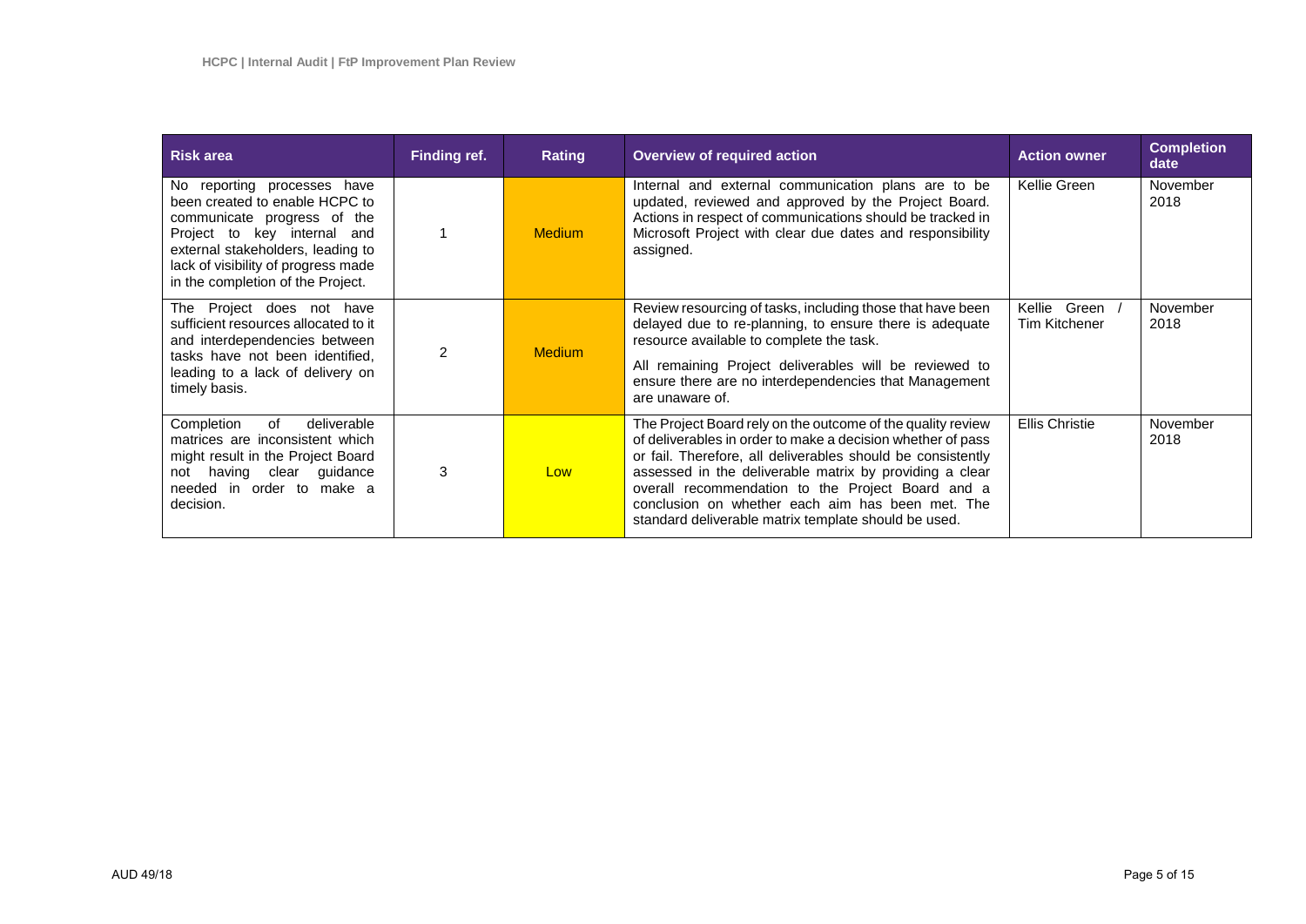| Risk area | Finding ref. | Rating | Overview of required action | Action owner | Completion date |
|---|---|---|---|---|---|
| No reporting processes have been created to enable HCPC to communicate progress of the Project to key internal and external stakeholders, leading to lack of visibility of progress made in the completion of the Project. | 1 | Medium | Internal and external communication plans are to be updated, reviewed and approved by the Project Board. Actions in respect of communications should be tracked in Microsoft Project with clear due dates and responsibility assigned. | Kellie Green | November 2018 |
| The Project does not have sufficient resources allocated to it and interdependencies between tasks have not been identified, leading to a lack of delivery on timely basis. | 2 | Medium | Review resourcing of tasks, including those that have been delayed due to re-planning, to ensure there is adequate resource available to complete the task.<br><br>All remaining Project deliverables will be reviewed to ensure there are no interdependencies that Management are unaware of. | Kellie Green / Tim Kitchener | November 2018 |
| Completion of deliverable matrices are inconsistent which might result in the Project Board not having clear guidance needed in order to make a decision. | 3 | Low | The Project Board rely on the outcome of the quality review of deliverables in order to make a decision whether of pass or fail. Therefore, all deliverables should be consistently assessed in the deliverable matrix by providing a clear overall recommendation to the Project Board and a conclusion on whether each aim has been met. The standard deliverable matrix template should be used. | Ellis Christie | November 2018 |

AUD 49/18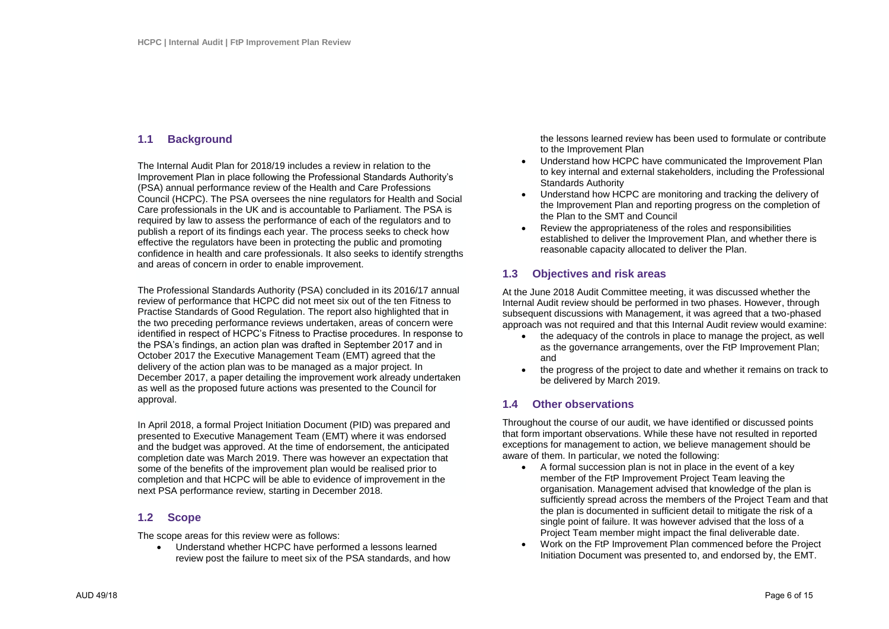## 1.1 Background

The Internal Audit Plan for 2018/19 includes a review in relation to the Improvement Plan in place following the Professional Standards Authority's (PSA) annual performance review of the Health and Care Professions Council (HCPC). The PSA oversees the nine regulators for Health and Social Care professionals in the UK and is accountable to Parliament. The PSA is required by law to assess the performance of each of the regulators and to publish a report of its findings each year. The process seeks to check how effective the regulators have been in protecting the public and promoting confidence in health and care professionals. It also seeks to identify strengths and areas of concern in order to enable improvement.

The Professional Standards Authority (PSA) concluded in its 2016/17 annual review of performance that HCPC did not meet six out of the ten Fitness to Practise Standards of Good Regulation. The report also highlighted that in the two preceding performance reviews undertaken, areas of concern were identified in respect of HCPC's Fitness to Practise procedures. In response to the PSA's findings, an action plan was drafted in September 2017 and in October 2017 the Executive Management Team (EMT) agreed that the delivery of the action plan was to be managed as a major project. In December 2017, a paper detailing the improvement work already undertaken as well as the proposed future actions was presented to the Council for approval.

In April 2018, a formal Project Initiation Document (PID) was prepared and presented to Executive Management Team (EMT) where it was endorsed and the budget was approved. At the time of endorsement, the anticipated completion date was March 2019. There was however an expectation that some of the benefits of the improvement plan would be realised prior to completion and that HCPC will be able to evidence of improvement in the next PSA performance review, starting in December 2018.

## 1.2 Scope

The scope areas for this review were as follows:

- Understand whether HCPC have performed a lessons learned review post the failure to meet six of the PSA standards, and how the lessons learned review has been used to formulate or contribute to the Improvement Plan
- Understand how HCPC have communicated the Improvement Plan to key internal and external stakeholders, including the Professional Standards Authority
- Understand how HCPC are monitoring and tracking the delivery of the Improvement Plan and reporting progress on the completion of the Plan to the SMT and Council
- Review the appropriateness of the roles and responsibilities established to deliver the Improvement Plan, and whether there is reasonable capacity allocated to deliver the Plan.

## 1.3 Objectives and risk areas

At the June 2018 Audit Committee meeting, it was discussed whether the Internal Audit review should be performed in two phases. However, through subsequent discussions with Management, it was agreed that a two-phased approach was not required and that this Internal Audit review would examine:

- the adequacy of the controls in place to manage the project, as well as the governance arrangements, over the FtP Improvement Plan; and
- the progress of the project to date and whether it remains on track to be delivered by March 2019.

## 1.4 Other observations

Throughout the course of our audit, we have identified or discussed points that form important observations. While these have not resulted in reported exceptions for management to action, we believe management should be aware of them. In particular, we noted the following:

- A formal succession plan is not in place in the event of a key member of the FtP Improvement Project Team leaving the organisation. Management advised that knowledge of the plan is sufficiently spread across the members of the Project Team and that the plan is documented in sufficient detail to mitigate the risk of a single point of failure. It was however advised that the loss of a Project Team member might impact the final deliverable date.
- Work on the FtP Improvement Plan commenced before the Project Initiation Document was presented to, and endorsed by, the EMT.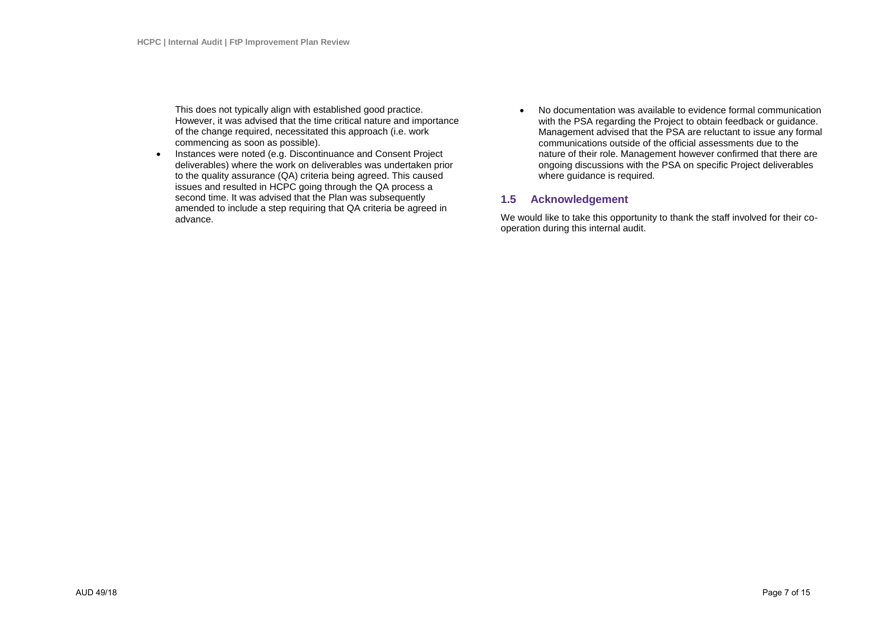This does not typically align with established good practice. However, it was advised that the time critical nature and importance of the change required, necessitated this approach (i.e. work commencing as soon as possible).

- Instances were noted (e.g. Discontinuance and Consent Project deliverables) where the work on deliverables was undertaken prior to the quality assurance (QA) criteria being agreed. This caused issues and resulted in HCPC going through the QA process a second time. It was advised that the Plan was subsequently amended to include a step requiring that QA criteria be agreed in advance.
- No documentation was available to evidence formal communication with the PSA regarding the Project to obtain feedback or guidance. Management advised that the PSA are reluctant to issue any formal communications outside of the official assessments due to the nature of their role. Management however confirmed that there are ongoing discussions with the PSA on specific Project deliverables where guidance is required.

## 1.5 Acknowledgement

We would like to take this opportunity to thank the staff involved for their co-operation during this internal audit.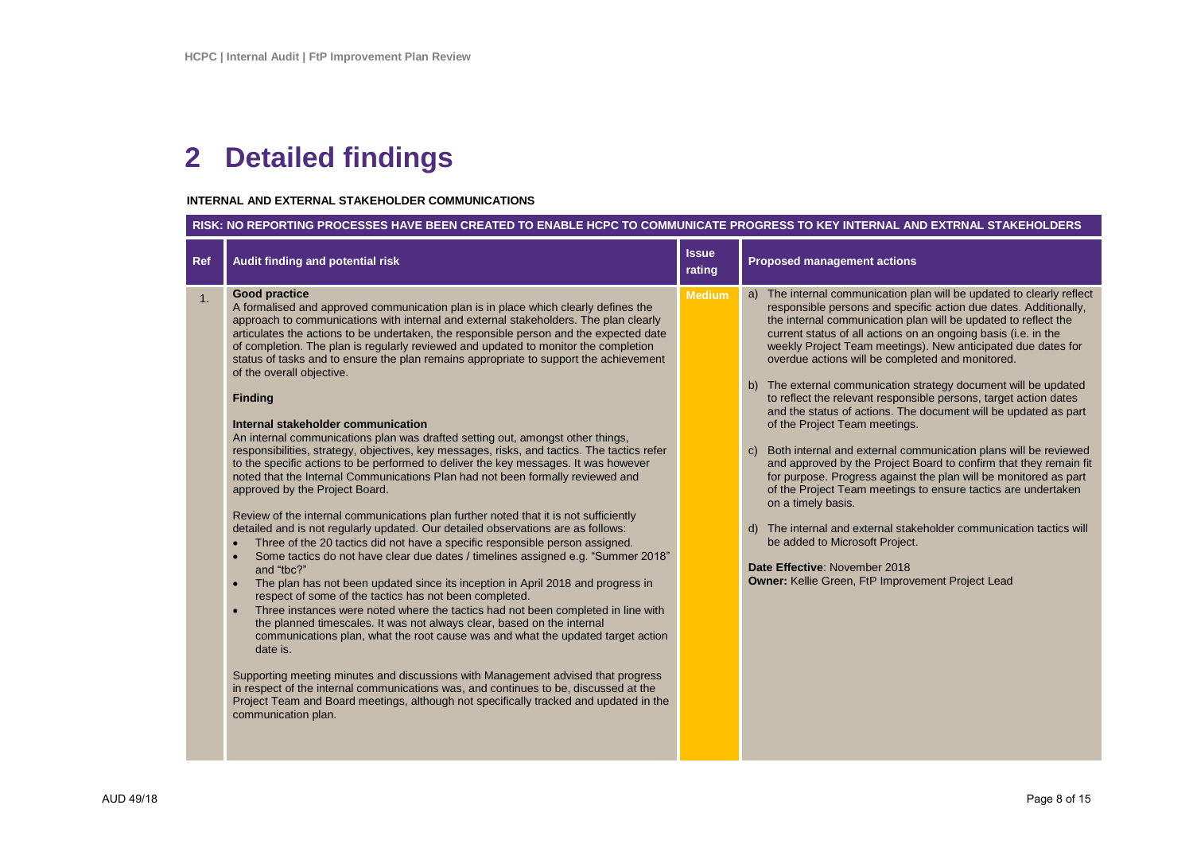# 2 Detailed findings

**INTERNAL AND EXTERNAL STAKEHOLDER COMMUNICATIONS**

| RISK: NO REPORTING PROCESSES HAVE BEEN CREATED TO ENABLE HCPC TO COMMUNICATE PROGRESS TO KEY INTERNAL AND EXTRNAL STAKEHOLDERS | | | |
|---|---|---|---|
| **Ref** | **Audit finding and potential risk** | **Issue rating** | **Proposed management actions** |
| 1. | **Good practice**<br>A formalised and approved communication plan is in place which clearly defines the approach to communications with internal and external stakeholders. The plan clearly articulates the actions to be undertaken, the responsible person and the expected date of completion. The plan is regularly reviewed and updated to monitor the completion status of tasks and to ensure the plan remains appropriate to support the achievement of the overall objective.<br><br>**Finding**<br><br>**Internal stakeholder communication**<br>An internal communications plan was drafted setting out, amongst other things, responsibilities, strategy, objectives, key messages, risks, and tactics. The tactics refer to the specific actions to be performed to deliver the key messages. It was however noted that the Internal Communications Plan had not been formally reviewed and approved by the Project Board.<br><br>Review of the internal communications plan further noted that it is not sufficiently detailed and is not regularly updated. Our detailed observations are as follows:<br>• Three of the 20 tactics did not have a specific responsible person assigned.<br>• Some tactics do not have clear due dates / timelines assigned e.g. "Summer 2018" and "tbc?"<br>• The plan has not been updated since its inception in April 2018 and progress in respect of some of the tactics has not been completed.<br>• Three instances were noted where the tactics had not been completed in line with the planned timescales. It was not always clear, based on the internal communications plan, what the root cause was and what the updated target action date is.<br><br>Supporting meeting minutes and discussions with Management advised that progress in respect of the internal communications was, and continues to be, discussed at the Project Team and Board meetings, although not specifically tracked and updated in the communication plan. | **Medium** | a) The internal communication plan will be updated to clearly reflect responsible persons and specific action due dates. Additionally, the internal communication plan will be updated to reflect the current status of all actions on an ongoing basis (i.e. in the weekly Project Team meetings). New anticipated due dates for overdue actions will be completed and monitored.<br><br>b) The external communication strategy document will be updated to reflect the relevant responsible persons, target action dates and the status of actions. The document will be updated as part of the Project Team meetings.<br><br>c) Both internal and external communication plans will be reviewed and approved by the Project Board to confirm that they remain fit for purpose. Progress against the plan will be monitored as part of the Project Team meetings to ensure tactics are undertaken on a timely basis.<br><br>d) The internal and external stakeholder communication tactics will be added to Microsoft Project.<br><br>**Date Effective**: November 2018<br>**Owner:** Kellie Green, FtP Improvement Project Lead |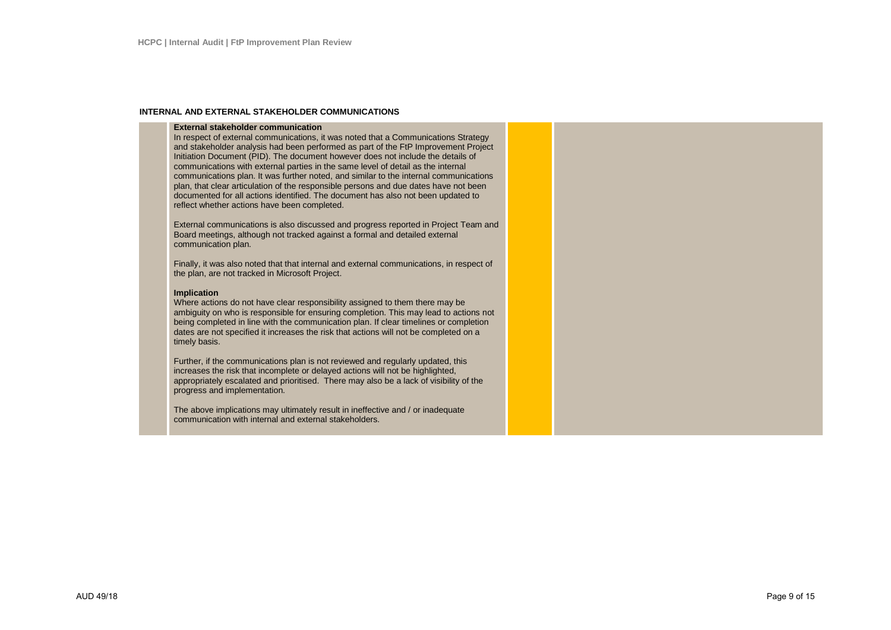## INTERNAL AND EXTERNAL STAKEHOLDER COMMUNICATIONS

**External stakeholder communication**

In respect of external communications, it was noted that a Communications Strategy and stakeholder analysis had been performed as part of the FtP Improvement Project Initiation Document (PID). The document however does not include the details of communications with external parties in the same level of detail as the internal communications plan. It was further noted, and similar to the internal communications plan, that clear articulation of the responsible persons and due dates have not been documented for all actions identified. The document has also not been updated to reflect whether actions have been completed.

External communications is also discussed and progress reported in Project Team and Board meetings, although not tracked against a formal and detailed external communication plan.

Finally, it was also noted that that internal and external communications, in respect of the plan, are not tracked in Microsoft Project.

**Implication**

Where actions do not have clear responsibility assigned to them there may be ambiguity on who is responsible for ensuring completion. This may lead to actions not being completed in line with the communication plan. If clear timelines or completion dates are not specified it increases the risk that actions will not be completed on a timely basis.

Further, if the communications plan is not reviewed and regularly updated, this increases the risk that incomplete or delayed actions will not be highlighted, appropriately escalated and prioritised. There may also be a lack of visibility of the progress and implementation.

The above implications may ultimately result in ineffective and / or inadequate communication with internal and external stakeholders.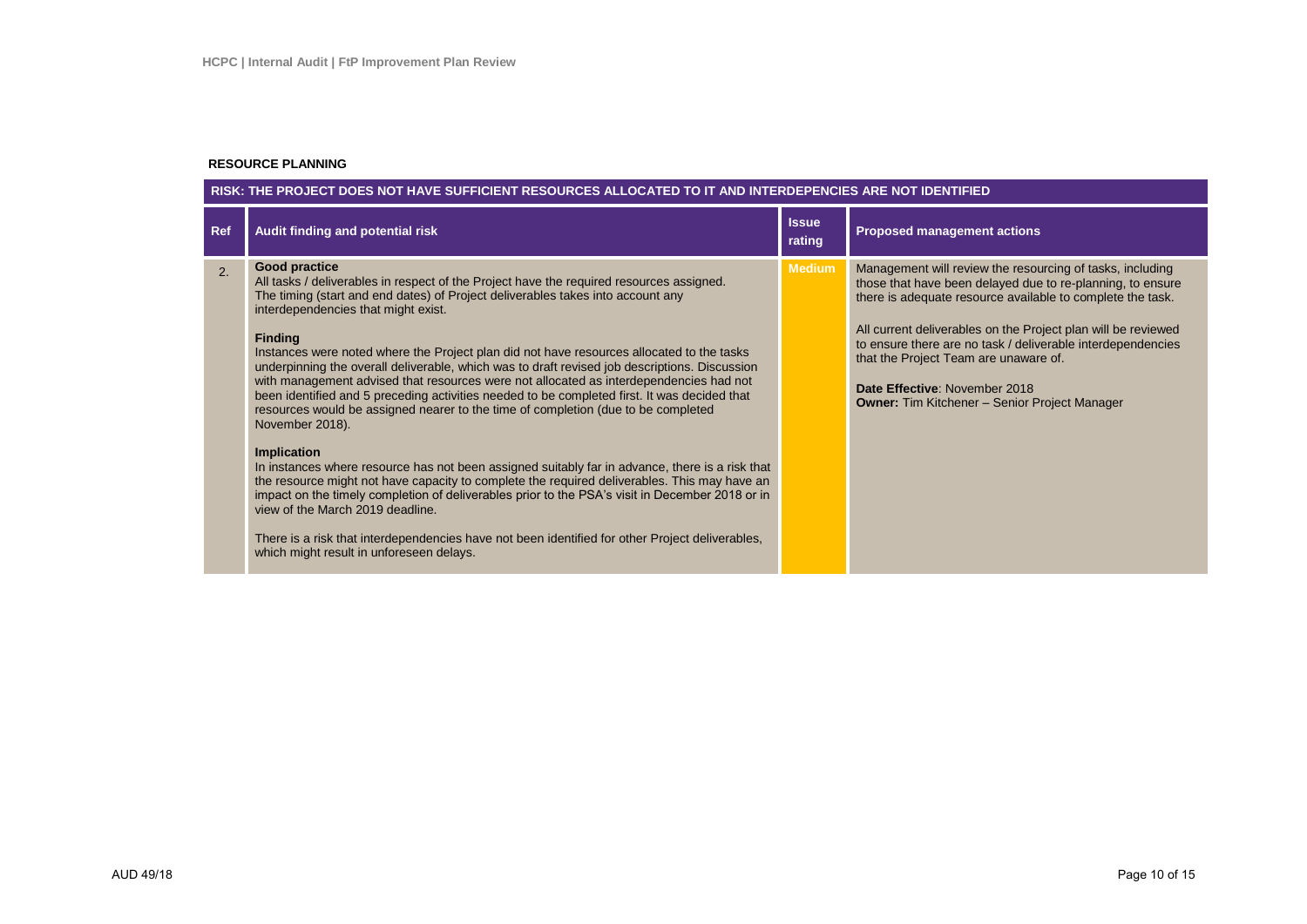## RESOURCE PLANNING

| RISK: THE PROJECT DOES NOT HAVE SUFFICIENT RESOURCES ALLOCATED TO IT AND INTERDEPENCIES ARE NOT IDENTIFIED | | | |
|---|---|---|---|
| **Ref** | **Audit finding and potential risk** | **Issue rating** | **Proposed management actions** |
| 2. | **Good practice**<br>All tasks / deliverables in respect of the Project have the required resources assigned. The timing (start and end dates) of Project deliverables takes into account any interdependencies that might exist.<br><br>**Finding**<br>Instances were noted where the Project plan did not have resources allocated to the tasks underpinning the overall deliverable, which was to draft revised job descriptions. Discussion with management advised that resources were not allocated as interdependencies had not been identified and 5 preceding activities needed to be completed first. It was decided that resources would be assigned nearer to the time of completion (due to be completed November 2018).<br><br>**Implication**<br>In instances where resource has not been assigned suitably far in advance, there is a risk that the resource might not have capacity to complete the required deliverables. This may have an impact on the timely completion of deliverables prior to the PSA's visit in December 2018 or in view of the March 2019 deadline.<br><br>There is a risk that interdependencies have not been identified for other Project deliverables, which might result in unforeseen delays. | Medium | Management will review the resourcing of tasks, including those that have been delayed due to re-planning, to ensure there is adequate resource available to complete the task.<br><br>All current deliverables on the Project plan will be reviewed to ensure there are no task / deliverable interdependencies that the Project Team are unaware of.<br><br>**Date Effective**: November 2018<br>**Owner:** Tim Kitchener – Senior Project Manager |

AUD 49/18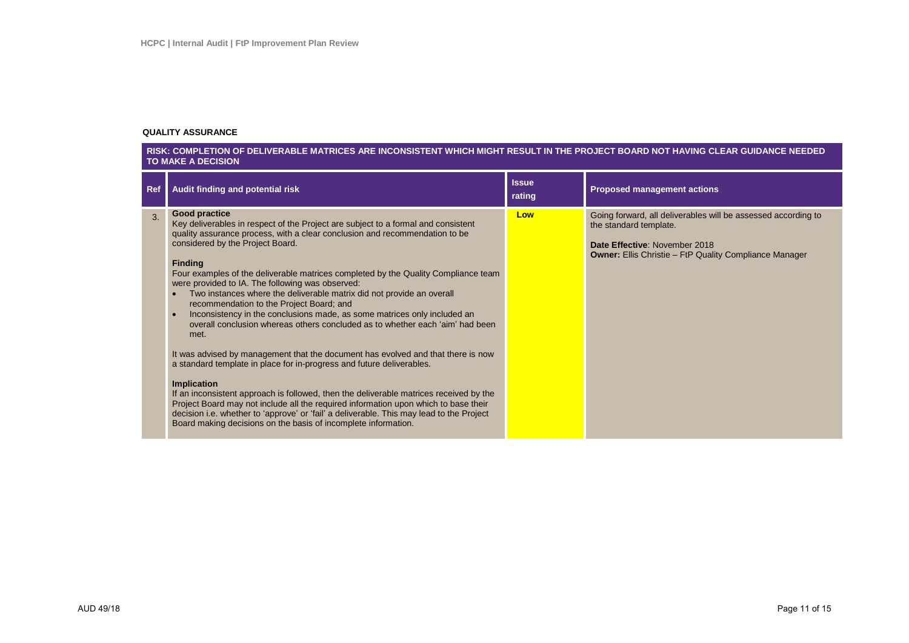**QUALITY ASSURANCE**

| RISK: COMPLETION OF DELIVERABLE MATRICES ARE INCONSISTENT WHICH MIGHT RESULT IN THE PROJECT BOARD NOT HAVING CLEAR GUIDANCE NEEDED TO MAKE A DECISION | | | |
|---|---|---|---|
| **Ref** | **Audit finding and potential risk** | **Issue rating** | **Proposed management actions** |
| 3. | **Good practice**<br>Key deliverables in respect of the Project are subject to a formal and consistent quality assurance process, with a clear conclusion and recommendation to be considered by the Project Board.<br><br>**Finding**<br>Four examples of the deliverable matrices completed by the Quality Compliance team were provided to IA. The following was observed:<br>• Two instances where the deliverable matrix did not provide an overall recommendation to the Project Board; and<br>• Inconsistency in the conclusions made, as some matrices only included an overall conclusion whereas others concluded as to whether each 'aim' had been met.<br><br>It was advised by management that the document has evolved and that there is now a standard template in place for in-progress and future deliverables.<br><br>**Implication**<br>If an inconsistent approach is followed, then the deliverable matrices received by the Project Board may not include all the required information upon which to base their decision i.e. whether to 'approve' or 'fail' a deliverable. This may lead to the Project Board making decisions on the basis of incomplete information. | **Low** | Going forward, all deliverables will be assessed according to the standard template.<br><br>**Date Effective**: November 2018<br>**Owner:** Ellis Christie – FtP Quality Compliance Manager |

AUD 49/18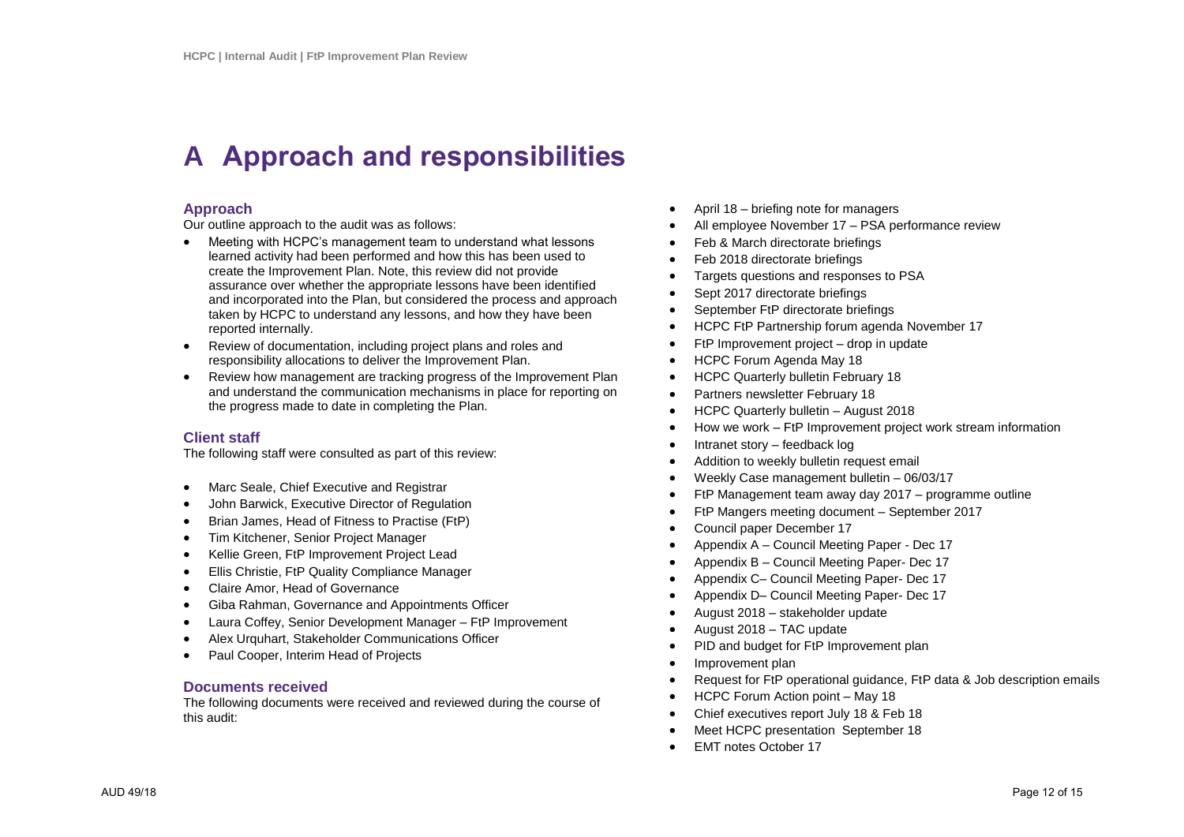# A Approach and responsibilities

## Approach

Our outline approach to the audit was as follows:

- Meeting with HCPC's management team to understand what lessons learned activity had been performed and how this has been used to create the Improvement Plan. Note, this review did not provide assurance over whether the appropriate lessons have been identified and incorporated into the Plan, but considered the process and approach taken by HCPC to understand any lessons, and how they have been reported internally.
- Review of documentation, including project plans and roles and responsibility allocations to deliver the Improvement Plan.
- Review how management are tracking progress of the Improvement Plan and understand the communication mechanisms in place for reporting on the progress made to date in completing the Plan.

## Client staff

The following staff were consulted as part of this review:

- Marc Seale, Chief Executive and Registrar
- John Barwick, Executive Director of Regulation
- Brian James, Head of Fitness to Practise (FtP)
- Tim Kitchener, Senior Project Manager
- Kellie Green, FtP Improvement Project Lead
- Ellis Christie, FtP Quality Compliance Manager
- Claire Amor, Head of Governance
- Giba Rahman, Governance and Appointments Officer
- Laura Coffey, Senior Development Manager – FtP Improvement
- Alex Urquhart, Stakeholder Communications Officer
- Paul Cooper, Interim Head of Projects

## Documents received

The following documents were received and reviewed during the course of this audit:

- April 18 – briefing note for managers
- All employee November 17 – PSA performance review
- Feb & March directorate briefings
- Feb 2018 directorate briefings
- Targets questions and responses to PSA
- Sept 2017 directorate briefings
- September FtP directorate briefings
- HCPC FtP Partnership forum agenda November 17
- FtP Improvement project – drop in update
- HCPC Forum Agenda May 18
- HCPC Quarterly bulletin February 18
- Partners newsletter February 18
- HCPC Quarterly bulletin – August 2018
- How we work – FtP Improvement project work stream information
- Intranet story – feedback log
- Addition to weekly bulletin request email
- Weekly Case management bulletin – 06/03/17
- FtP Management team away day 2017 – programme outline
- FtP Mangers meeting document – September 2017
- Council paper December 17
- Appendix A – Council Meeting Paper - Dec 17
- Appendix B – Council Meeting Paper- Dec 17
- Appendix C– Council Meeting Paper- Dec 17
- Appendix D– Council Meeting Paper- Dec 17
- August 2018 – stakeholder update
- August 2018 – TAC update
- PID and budget for FtP Improvement plan
- Improvement plan
- Request for FtP operational guidance, FtP data & Job description emails
- HCPC Forum Action point – May 18
- Chief executives report July 18 & Feb 18
- Meet HCPC presentation September 18
- EMT notes October 17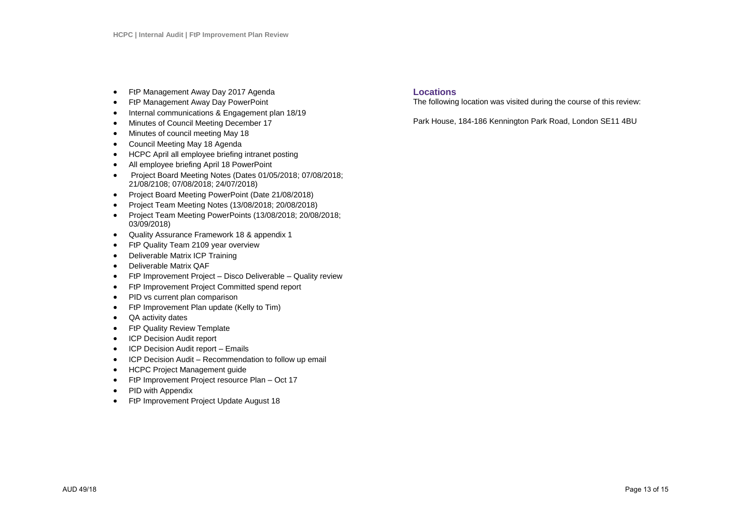- FtP Management Away Day 2017 Agenda
- FtP Management Away Day PowerPoint
- Internal communications & Engagement plan 18/19
- Minutes of Council Meeting December 17
- Minutes of council meeting May 18
- Council Meeting May 18 Agenda
- HCPC April all employee briefing intranet posting
- All employee briefing April 18 PowerPoint
- Project Board Meeting Notes (Dates 01/05/2018; 07/08/2018; 21/08/2108; 07/08/2018; 24/07/2018)
- Project Board Meeting PowerPoint (Date 21/08/2018)
- Project Team Meeting Notes (13/08/2018; 20/08/2018)
- Project Team Meeting PowerPoints (13/08/2018; 20/08/2018; 03/09/2018)
- Quality Assurance Framework 18 & appendix 1
- FtP Quality Team 2109 year overview
- Deliverable Matrix ICP Training
- Deliverable Matrix QAF
- FtP Improvement Project – Disco Deliverable – Quality review
- FtP Improvement Project Committed spend report
- PID vs current plan comparison
- FtP Improvement Plan update (Kelly to Tim)
- QA activity dates
- FtP Quality Review Template
- ICP Decision Audit report
- ICP Decision Audit report – Emails
- ICP Decision Audit – Recommendation to follow up email
- HCPC Project Management guide
- FtP Improvement Project resource Plan – Oct 17
- PID with Appendix
- FtP Improvement Project Update August 18

## Locations

The following location was visited during the course of this review:

Park House, 184-186 Kennington Park Road, London SE11 4BU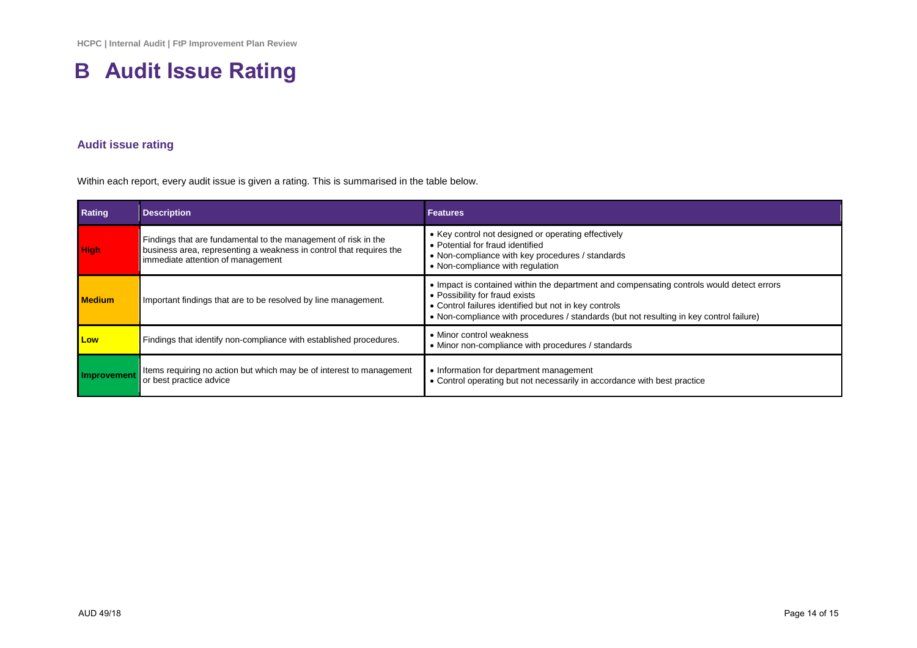# B Audit Issue Rating

### Audit issue rating

Within each report, every audit issue is given a rating. This is summarised in the table below.

| Rating | Description | Features |
|---|---|---|
| High | Findings that are fundamental to the management of risk in the business area, representing a weakness in control that requires the immediate attention of management | • Key control not designed or operating effectively<br>• Potential for fraud identified<br>• Non-compliance with key procedures / standards<br>• Non-compliance with regulation |
| Medium | Important findings that are to be resolved by line management. | • Impact is contained within the department and compensating controls would detect errors<br>• Possibility for fraud exists<br>• Control failures identified but not in key controls<br>• Non-compliance with procedures / standards (but not resulting in key control failure) |
| Low | Findings that identify non-compliance with established procedures. | • Minor control weakness<br>• Minor non-compliance with procedures / standards |
| Improvement | Items requiring no action but which may be of interest to management or best practice advice | • Information for department management<br>• Control operating but not necessarily in accordance with best practice |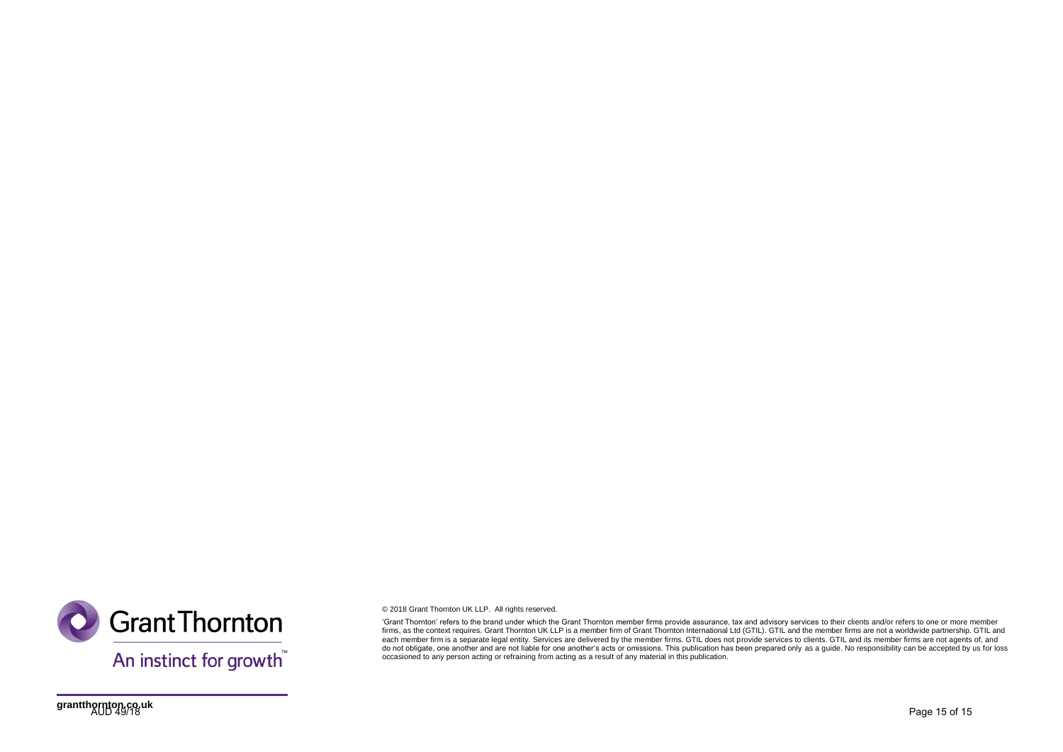Grant Thornton

An instinct for growth™

© 2018 Grant Thornton UK LLP. All rights reserved.

'Grant Thornton' refers to the brand under which the Grant Thornton member firms provide assurance, tax and advisory services to their clients and/or refers to one or more member firms, as the context requires. Grant Thornton UK LLP is a member firm of Grant Thornton International Ltd (GTIL). GTIL and the member firms are not a worldwide partnership. GTIL and each member firm is a separate legal entity. Services are delivered by the member firms. GTIL does not provide services to clients. GTIL and its member firms are not agents of, and do not obligate, one another and are not liable for one another's acts or omissions. This publication has been prepared only as a guide. No responsibility can be accepted by us for loss occasioned to any person acting or refraining from acting as a result of any material in this publication.

**grantthornton.co.uk**

AUD 49/18